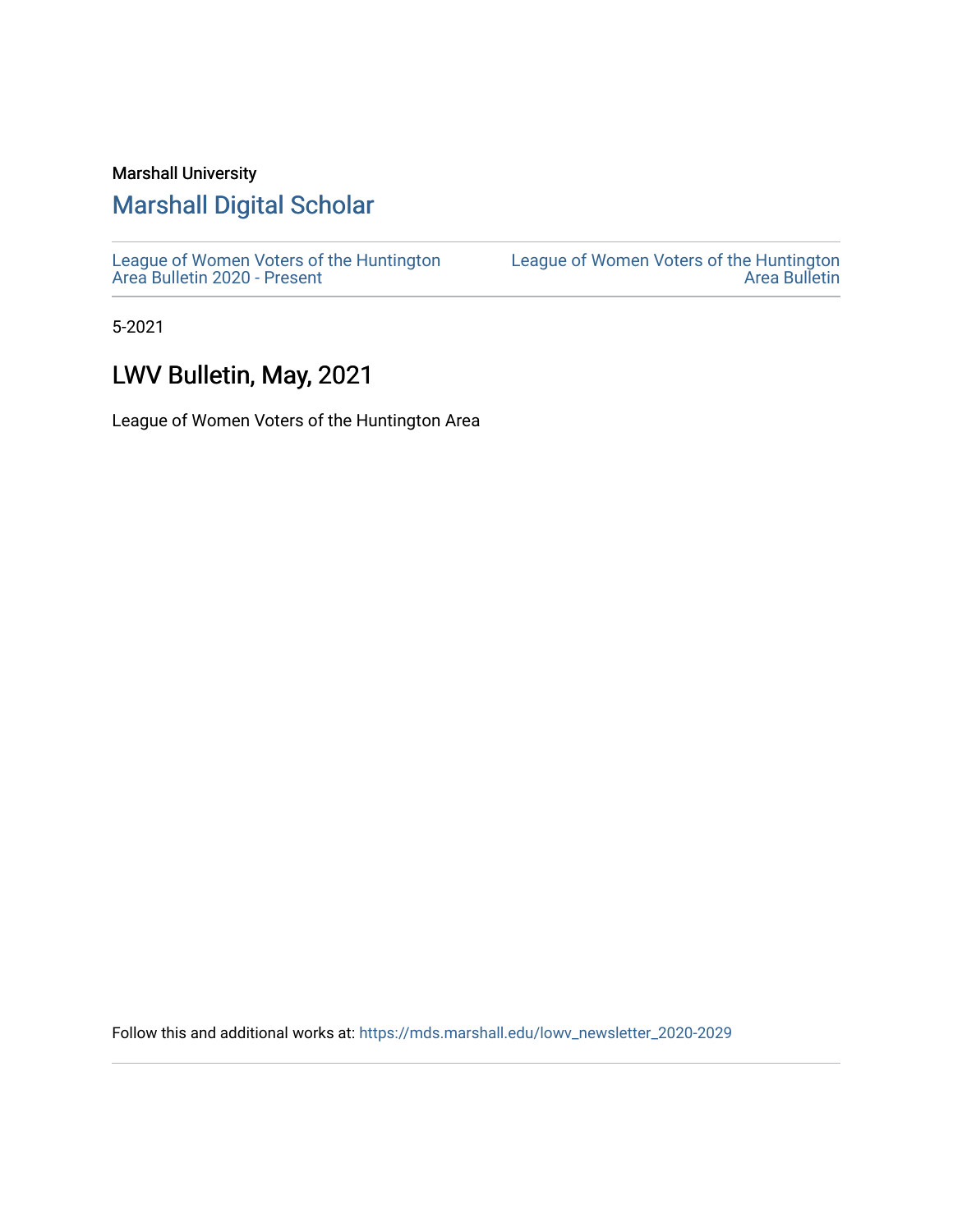Marshall University

## Marshall Digital Scholar

League of Women Voters of the Huntington Area Bulletin 2020 - Present

League of Women Voters of the Huntington Area Bulletin

5-2021

# LWV Bulletin, May, 2021

League of Women Voters of the Huntington Area

Follow this and additional works at: https://mds.marshall.edu/lowv_newsletter_2020-2029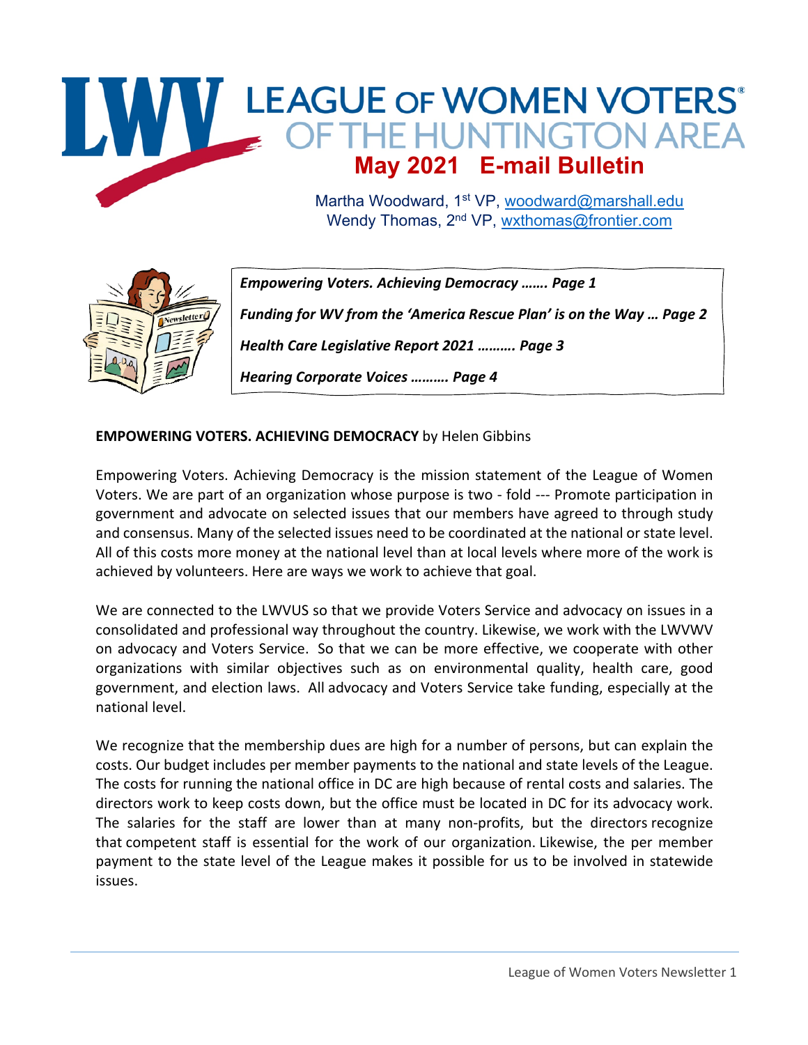# LEAGUE OF WOMEN VOTERS OF THE HUNTINGTON AREA

## May 2021 E-mail Bulletin

Martha Woodward, 1st VP, woodward@marshall.edu
Wendy Thomas, 2nd VP, wxthomas@frontier.com

***Empowering Voters. Achieving Democracy ……. Page 1***

***Funding for WV from the 'America Rescue Plan' is on the Way … Page 2***

***Health Care Legislative Report 2021 ………. Page 3***

***Hearing Corporate Voices ………. Page 4***

**EMPOWERING VOTERS. ACHIEVING DEMOCRACY** by Helen Gibbins

Empowering Voters. Achieving Democracy is the mission statement of the League of Women Voters. We are part of an organization whose purpose is two - fold --- Promote participation in government and advocate on selected issues that our members have agreed to through study and consensus. Many of the selected issues need to be coordinated at the national or state level. All of this costs more money at the national level than at local levels where more of the work is achieved by volunteers. Here are ways we work to achieve that goal.

We are connected to the LWVUS so that we provide Voters Service and advocacy on issues in a consolidated and professional way throughout the country. Likewise, we work with the LWVWV on advocacy and Voters Service. So that we can be more effective, we cooperate with other organizations with similar objectives such as on environmental quality, health care, good government, and election laws. All advocacy and Voters Service take funding, especially at the national level.

We recognize that the membership dues are high for a number of persons, but can explain the costs. Our budget includes per member payments to the national and state levels of the League. The costs for running the national office in DC are high because of rental costs and salaries. The directors work to keep costs down, but the office must be located in DC for its advocacy work. The salaries for the staff are lower than at many non-profits, but the directors recognize that competent staff is essential for the work of our organization. Likewise, the per member payment to the state level of the League makes it possible for us to be involved in statewide issues.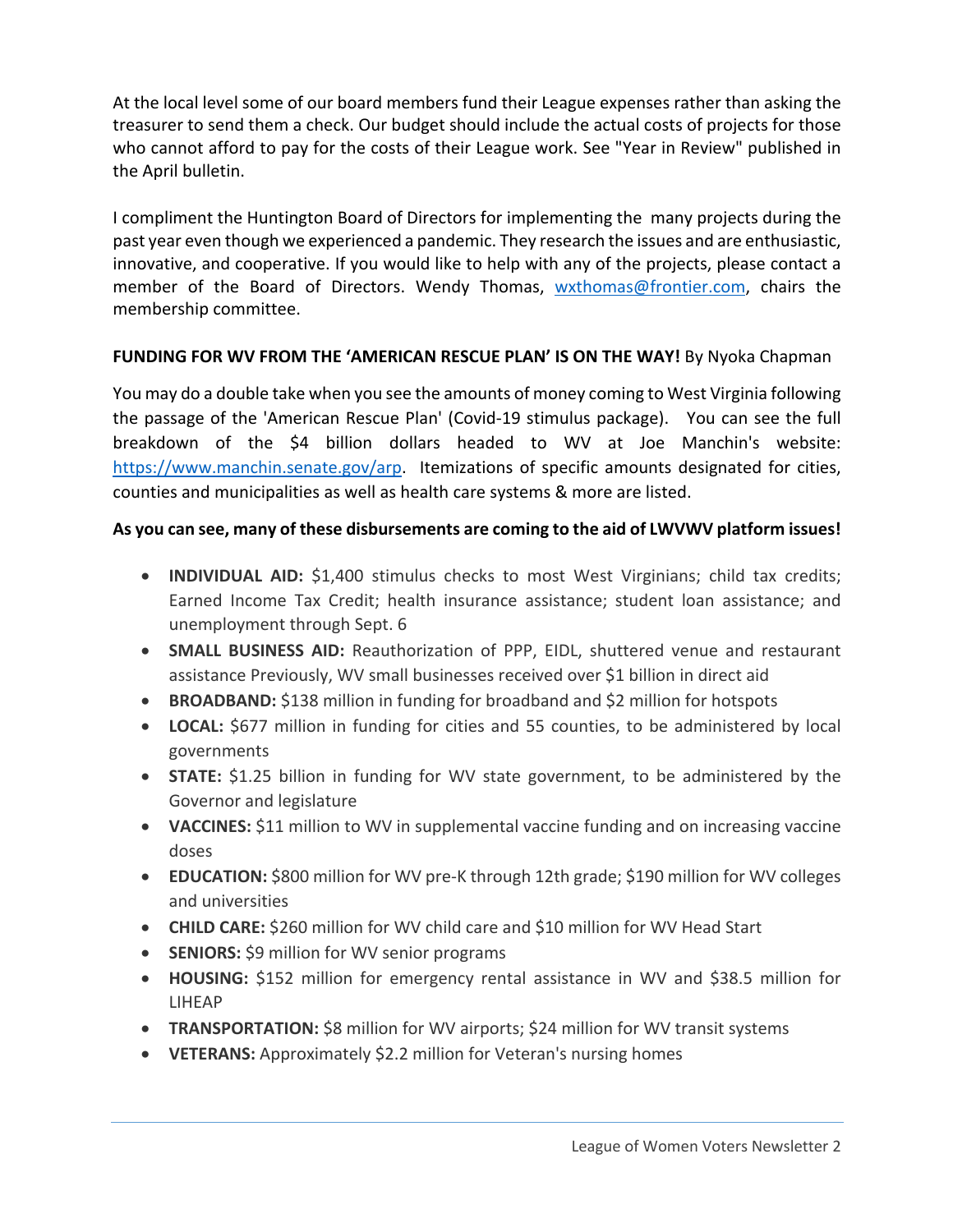At the local level some of our board members fund their League expenses rather than asking the treasurer to send them a check. Our budget should include the actual costs of projects for those who cannot afford to pay for the costs of their League work. See "Year in Review" published in the April bulletin.

I compliment the Huntington Board of Directors for implementing the many projects during the past year even though we experienced a pandemic. They research the issues and are enthusiastic, innovative, and cooperative. If you would like to help with any of the projects, please contact a member of the Board of Directors. Wendy Thomas, wxthomas@frontier.com, chairs the membership committee.

**FUNDING FOR WV FROM THE 'AMERICAN RESCUE PLAN' IS ON THE WAY!** By Nyoka Chapman

You may do a double take when you see the amounts of money coming to West Virginia following the passage of the 'American Rescue Plan' (Covid-19 stimulus package). You can see the full breakdown of the $4 billion dollars headed to WV at Joe Manchin's website: https://www.manchin.senate.gov/arp. Itemizations of specific amounts designated for cities, counties and municipalities as well as health care systems & more are listed.

**As you can see, many of these disbursements are coming to the aid of LWVWV platform issues!**

- **INDIVIDUAL AID:** $1,400 stimulus checks to most West Virginians; child tax credits; Earned Income Tax Credit; health insurance assistance; student loan assistance; and unemployment through Sept. 6
- **SMALL BUSINESS AID:** Reauthorization of PPP, EIDL, shuttered venue and restaurant assistance Previously, WV small businesses received over $1 billion in direct aid
- **BROADBAND:** $138 million in funding for broadband and $2 million for hotspots
- **LOCAL:** $677 million in funding for cities and 55 counties, to be administered by local governments
- **STATE:** $1.25 billion in funding for WV state government, to be administered by the Governor and legislature
- **VACCINES:** $11 million to WV in supplemental vaccine funding and on increasing vaccine doses
- **EDUCATION:** $800 million for WV pre-K through 12th grade; $190 million for WV colleges and universities
- **CHILD CARE:** $260 million for WV child care and $10 million for WV Head Start
- **SENIORS:** $9 million for WV senior programs
- **HOUSING:** $152 million for emergency rental assistance in WV and $38.5 million for LIHEAP
- **TRANSPORTATION:** $8 million for WV airports; $24 million for WV transit systems
- **VETERANS:** Approximately $2.2 million for Veteran's nursing homes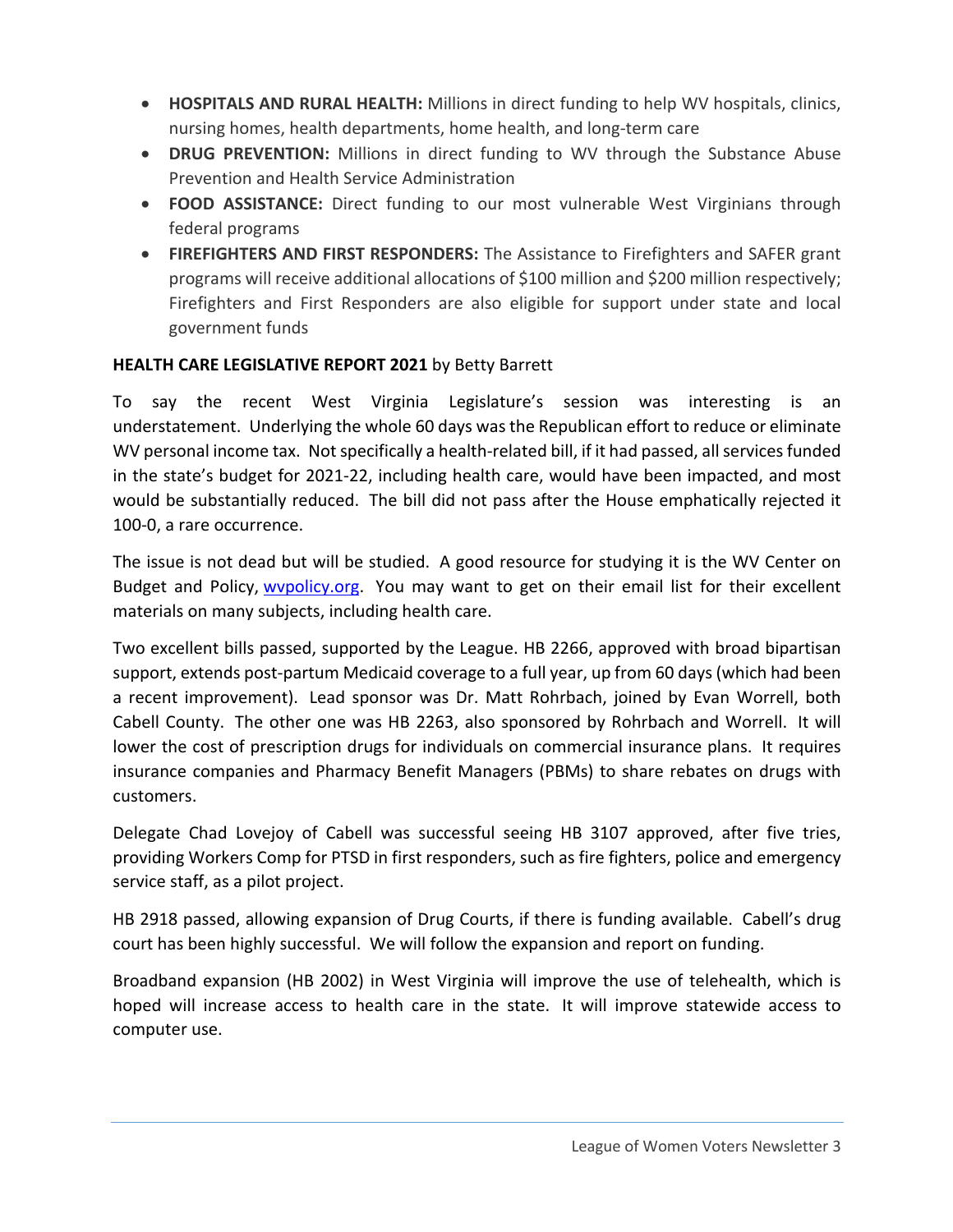- **HOSPITALS AND RURAL HEALTH:** Millions in direct funding to help WV hospitals, clinics, nursing homes, health departments, home health, and long-term care
- **DRUG PREVENTION:** Millions in direct funding to WV through the Substance Abuse Prevention and Health Service Administration
- **FOOD ASSISTANCE:** Direct funding to our most vulnerable West Virginians through federal programs
- **FIREFIGHTERS AND FIRST RESPONDERS:** The Assistance to Firefighters and SAFER grant programs will receive additional allocations of $100 million and $200 million respectively; Firefighters and First Responders are also eligible for support under state and local government funds

**HEALTH CARE LEGISLATIVE REPORT 2021** by Betty Barrett

To say the recent West Virginia Legislature's session was interesting is an understatement. Underlying the whole 60 days was the Republican effort to reduce or eliminate WV personal income tax. Not specifically a health-related bill, if it had passed, all services funded in the state's budget for 2021-22, including health care, would have been impacted, and most would be substantially reduced. The bill did not pass after the House emphatically rejected it 100-0, a rare occurrence.

The issue is not dead but will be studied. A good resource for studying it is the WV Center on Budget and Policy, [wvpolicy.org](wvpolicy.org). You may want to get on their email list for their excellent materials on many subjects, including health care.

Two excellent bills passed, supported by the League. HB 2266, approved with broad bipartisan support, extends post-partum Medicaid coverage to a full year, up from 60 days (which had been a recent improvement). Lead sponsor was Dr. Matt Rohrbach, joined by Evan Worrell, both Cabell County. The other one was HB 2263, also sponsored by Rohrbach and Worrell. It will lower the cost of prescription drugs for individuals on commercial insurance plans. It requires insurance companies and Pharmacy Benefit Managers (PBMs) to share rebates on drugs with customers.

Delegate Chad Lovejoy of Cabell was successful seeing HB 3107 approved, after five tries, providing Workers Comp for PTSD in first responders, such as fire fighters, police and emergency service staff, as a pilot project.

HB 2918 passed, allowing expansion of Drug Courts, if there is funding available. Cabell's drug court has been highly successful. We will follow the expansion and report on funding.

Broadband expansion (HB 2002) in West Virginia will improve the use of telehealth, which is hoped will increase access to health care in the state. It will improve statewide access to computer use.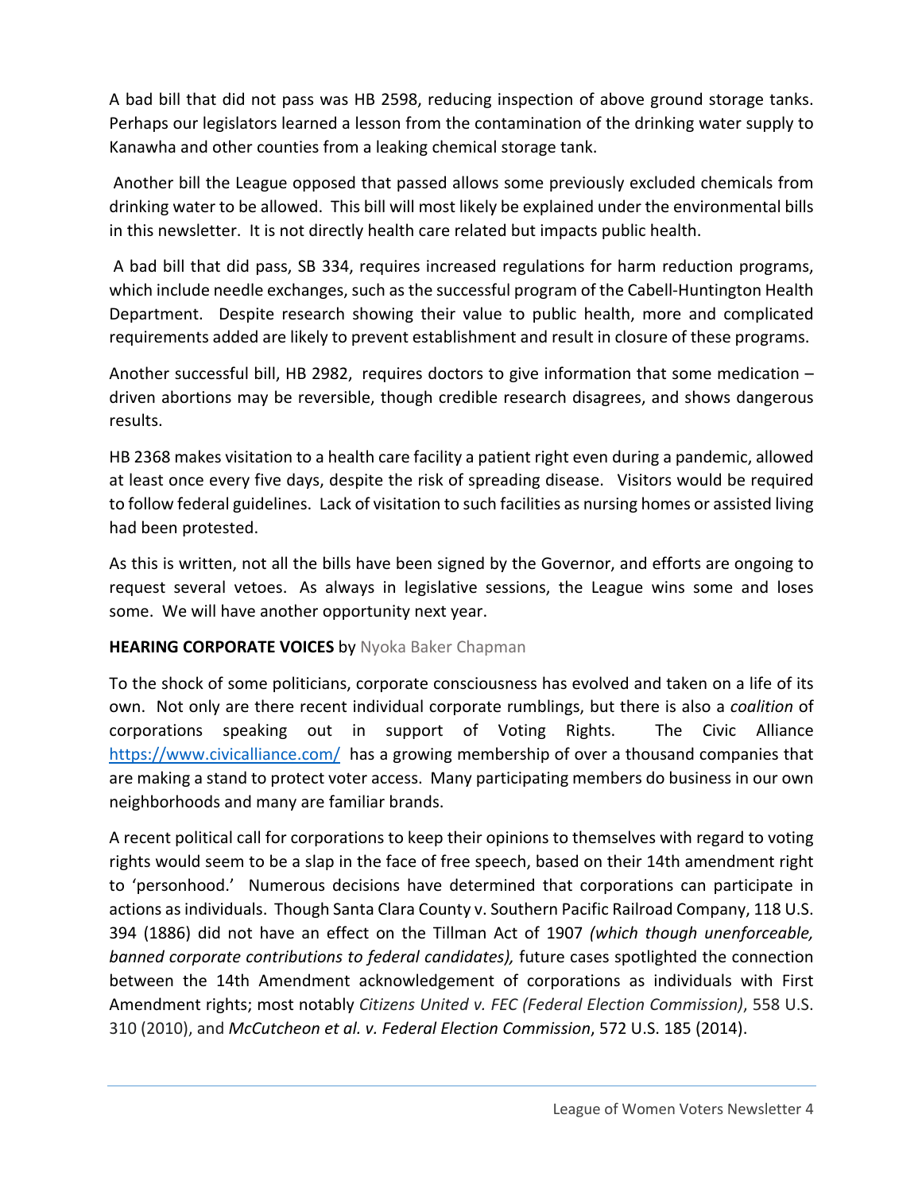A bad bill that did not pass was HB 2598, reducing inspection of above ground storage tanks. Perhaps our legislators learned a lesson from the contamination of the drinking water supply to Kanawha and other counties from a leaking chemical storage tank.

Another bill the League opposed that passed allows some previously excluded chemicals from drinking water to be allowed. This bill will most likely be explained under the environmental bills in this newsletter. It is not directly health care related but impacts public health.

A bad bill that did pass, SB 334, requires increased regulations for harm reduction programs, which include needle exchanges, such as the successful program of the Cabell-Huntington Health Department. Despite research showing their value to public health, more and complicated requirements added are likely to prevent establishment and result in closure of these programs.

Another successful bill, HB 2982, requires doctors to give information that some medication – driven abortions may be reversible, though credible research disagrees, and shows dangerous results.

HB 2368 makes visitation to a health care facility a patient right even during a pandemic, allowed at least once every five days, despite the risk of spreading disease. Visitors would be required to follow federal guidelines. Lack of visitation to such facilities as nursing homes or assisted living had been protested.

As this is written, not all the bills have been signed by the Governor, and efforts are ongoing to request several vetoes. As always in legislative sessions, the League wins some and loses some. We will have another opportunity next year.

**HEARING CORPORATE VOICES** by Nyoka Baker Chapman

To the shock of some politicians, corporate consciousness has evolved and taken on a life of its own. Not only are there recent individual corporate rumblings, but there is also a *coalition* of corporations speaking out in support of Voting Rights. The Civic Alliance https://www.civicalliance.com/ has a growing membership of over a thousand companies that are making a stand to protect voter access. Many participating members do business in our own neighborhoods and many are familiar brands.

A recent political call for corporations to keep their opinions to themselves with regard to voting rights would seem to be a slap in the face of free speech, based on their 14th amendment right to 'personhood.' Numerous decisions have determined that corporations can participate in actions as individuals. Though Santa Clara County v. Southern Pacific Railroad Company, 118 U.S. 394 (1886) did not have an effect on the Tillman Act of 1907 *(which though unenforceable, banned corporate contributions to federal candidates),* future cases spotlighted the connection between the 14th Amendment acknowledgement of corporations as individuals with First Amendment rights; most notably *Citizens United v. FEC (Federal Election Commission)*, 558 U.S. 310 (2010), and *McCutcheon et al. v. Federal Election Commission*, 572 U.S. 185 (2014).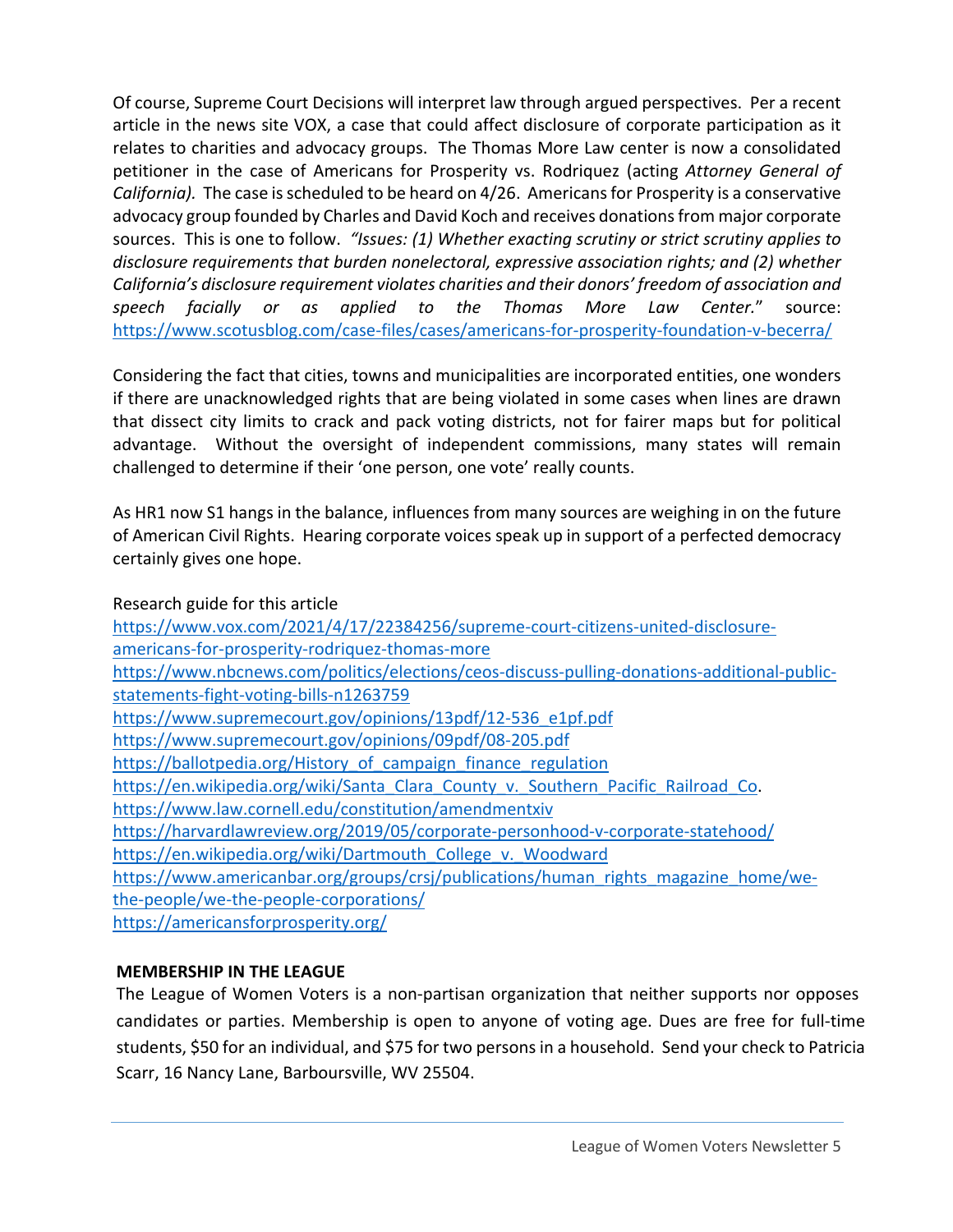Of course, Supreme Court Decisions will interpret law through argued perspectives. Per a recent article in the news site VOX, a case that could affect disclosure of corporate participation as it relates to charities and advocacy groups. The Thomas More Law center is now a consolidated petitioner in the case of Americans for Prosperity vs. Rodriquez (acting *Attorney General of California).* The case is scheduled to be heard on 4/26. Americans for Prosperity is a conservative advocacy group founded by Charles and David Koch and receives donations from major corporate sources. This is one to follow. *"Issues: (1) Whether exacting scrutiny or strict scrutiny applies to disclosure requirements that burden nonelectoral, expressive association rights; and (2) whether California's disclosure requirement violates charities and their donors' freedom of association and speech facially or as applied to the Thomas More Law Center.*" source: https://www.scotusblog.com/case-files/cases/americans-for-prosperity-foundation-v-becerra/

Considering the fact that cities, towns and municipalities are incorporated entities, one wonders if there are unacknowledged rights that are being violated in some cases when lines are drawn that dissect city limits to crack and pack voting districts, not for fairer maps but for political advantage. Without the oversight of independent commissions, many states will remain challenged to determine if their 'one person, one vote' really counts.

As HR1 now S1 hangs in the balance, influences from many sources are weighing in on the future of American Civil Rights. Hearing corporate voices speak up in support of a perfected democracy certainly gives one hope.

Research guide for this article

https://www.vox.com/2021/4/17/22384256/supreme-court-citizens-united-disclosure-americans-for-prosperity-rodriquez-thomas-more
https://www.nbcnews.com/politics/elections/ceos-discuss-pulling-donations-additional-public-statements-fight-voting-bills-n1263759
https://www.supremecourt.gov/opinions/13pdf/12-536_e1pf.pdf
https://www.supremecourt.gov/opinions/09pdf/08-205.pdf
https://ballotpedia.org/History_of_campaign_finance_regulation
https://en.wikipedia.org/wiki/Santa_Clara_County_v._Southern_Pacific_Railroad_Co.
https://www.law.cornell.edu/constitution/amendmentxiv
https://harvardlawreview.org/2019/05/corporate-personhood-v-corporate-statehood/
https://en.wikipedia.org/wiki/Dartmouth_College_v._Woodward
https://www.americanbar.org/groups/crsj/publications/human_rights_magazine_home/we-the-people/we-the-people-corporations/
https://americansforprosperity.org/

**MEMBERSHIP IN THE LEAGUE**

The League of Women Voters is a non-partisan organization that neither supports nor opposes candidates or parties. Membership is open to anyone of voting age. Dues are free for full-time students, $50 for an individual, and $75 for two persons in a household. Send your check to Patricia Scarr, 16 Nancy Lane, Barboursville, WV 25504.